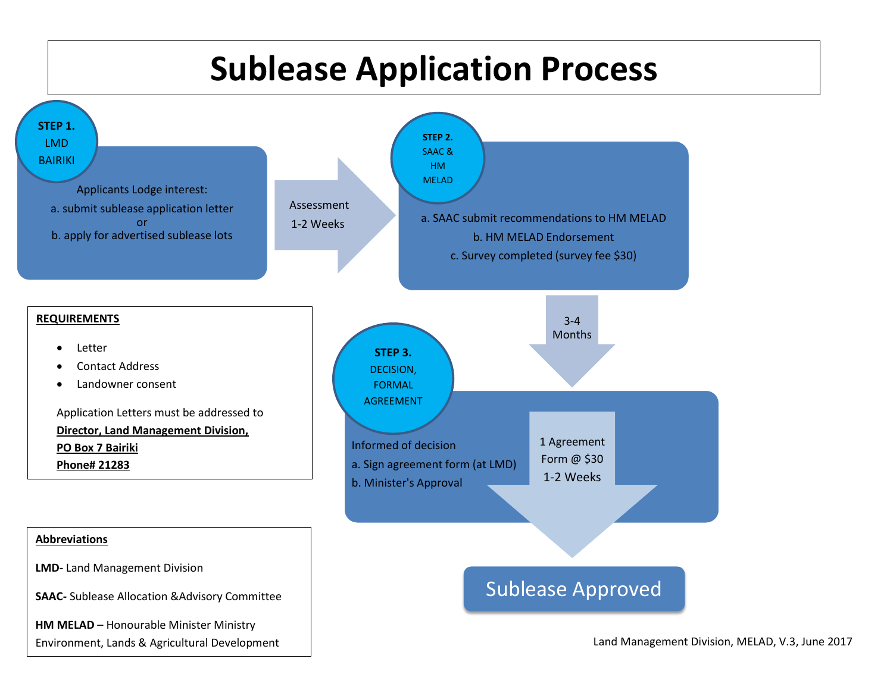# Sublease Application Process

## STEP 1. LMD BAIRIKI

Applicants Lodge interest:

a. submit sublease application letter
or
b. apply for advertised sublease lots

**Assessment 1-2 Weeks**

## STEP 2. SAAC & HM MELAD

a. SAAC submit recommendations to HM MELAD

b. HM MELAD Endorsement

c. Survey completed (survey fee $30)

**3-4 Months**

## STEP 3. DECISION, FORMAL AGREEMENT

Informed of decision

a. Sign agreement form (at LMD)

b. Minister's Approval

**1 Agreement Form @ $30**
**1-2 Weeks**

## Sublease Approved

**REQUIREMENTS**

- Letter
- Contact Address
- Landowner consent

Application Letters must be addressed to
**Director, Land Management Division,**
**PO Box 7 Bairiki**
**Phone# 21283**

**Abbreviations**

**LMD-** Land Management Division

**SAAC-** Sublease Allocation &Advisory Committee

**HM MELAD** – Honourable Minister Ministry Environment, Lands & Agricultural Development

Land Management Division, MELAD, V.3, June 2017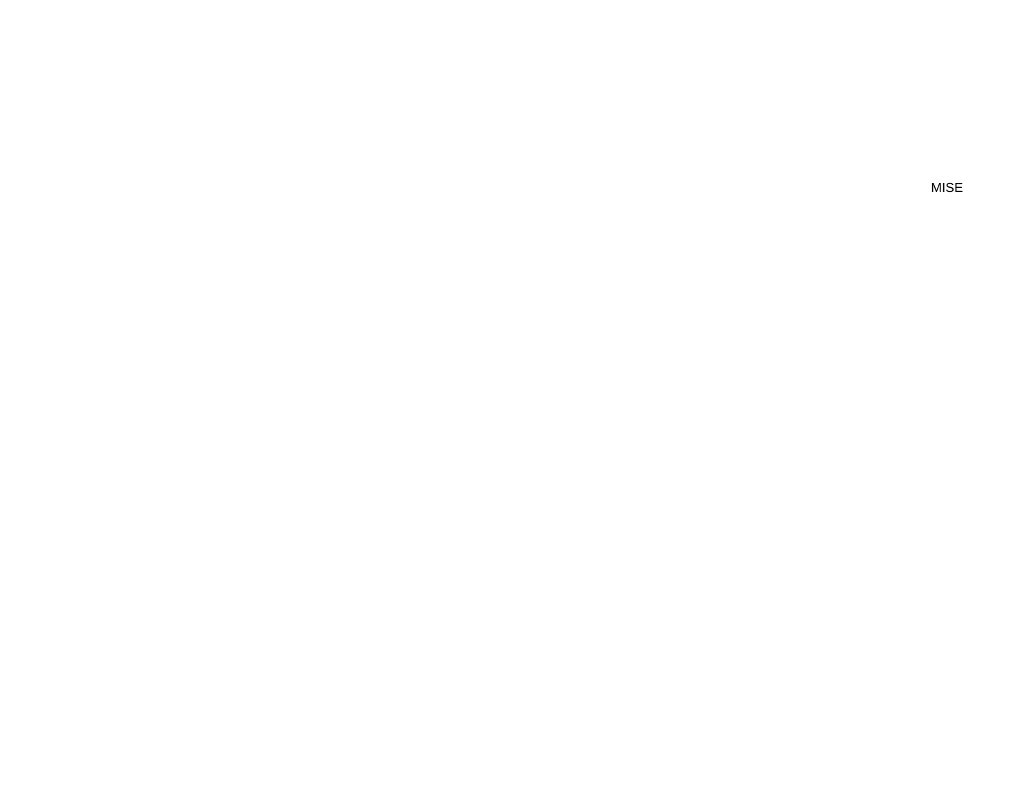MISE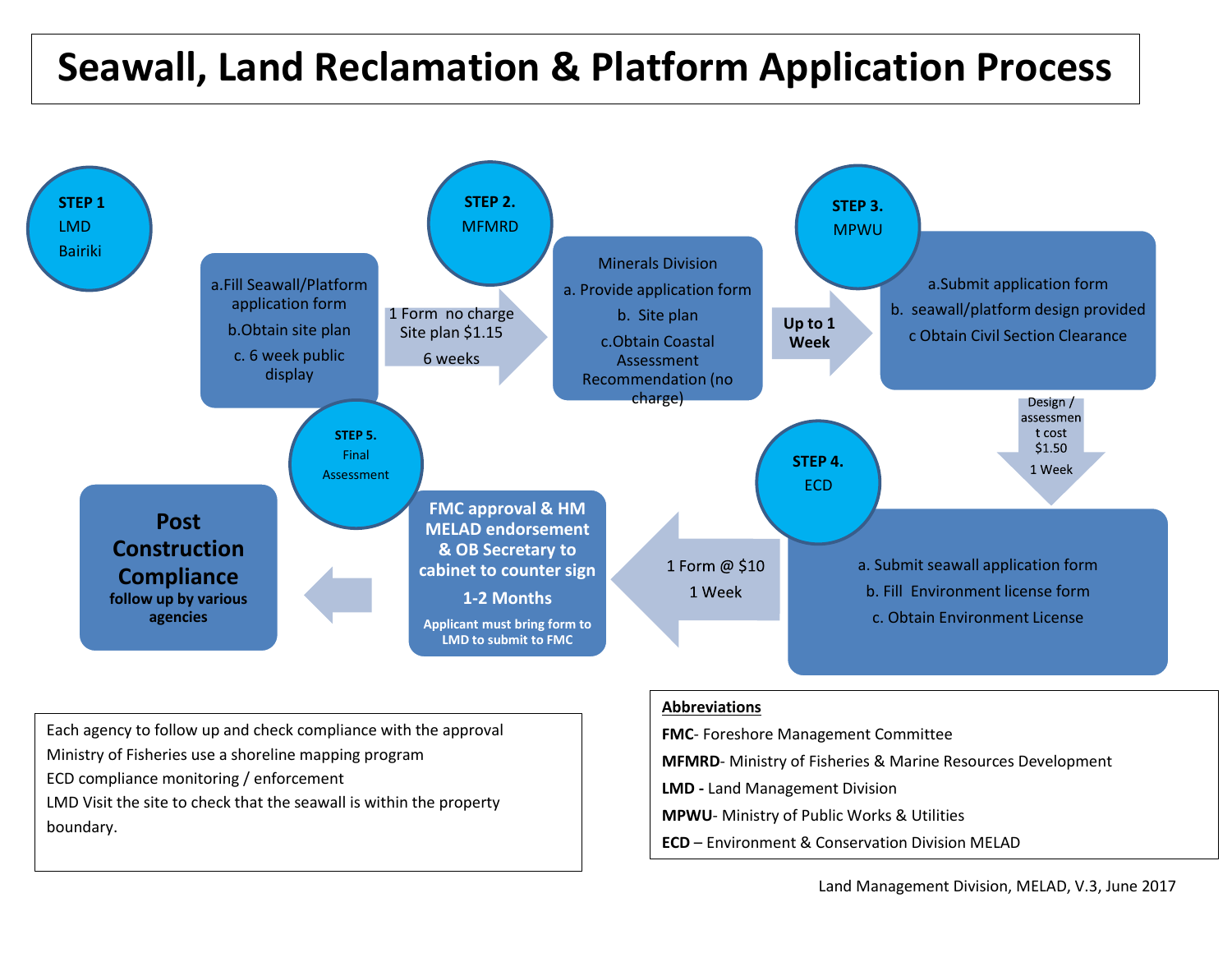# Seawall, Land Reclamation & Platform Application Process

**STEP 1**
LMD
Bairiki

a.Fill Seawall/Platform application form
b.Obtain site plan
c. 6 week public display

→ 1 Form no charge
Site plan $1.15
6 weeks

**STEP 2.**
MFMRD

Minerals Division
a. Provide application form
b. Site plan
c.Obtain Coastal Assessment Recommendation (no charge)

→ **Up to 1 Week**

**STEP 3.**
MPWU

a.Submit application form
b. seawall/platform design provided
c Obtain Civil Section Clearance

↓ Design / assessment cost $1.50
1 Week

**STEP 4.**
ECD

a. Submit seawall application form
b. Fill Environment license form
c. Obtain Environment License

← 1 Form @ $10
1 Week

**STEP 5.**
Final Assessment

**FMC approval & HM MELAD endorsement & OB Secretary to cabinet to counter sign**
**1-2 Months**
**Applicant must bring form to LMD to submit to FMC**

←

**Post Construction Compliance**
**follow up by various agencies**

Each agency to follow up and check compliance with the approval
Ministry of Fisheries use a shoreline mapping program
ECD compliance monitoring / enforcement
LMD Visit the site to check that the seawall is within the property boundary.

**Abbreviations**

**FMC**- Foreshore Management Committee
**MFMRD**- Ministry of Fisheries & Marine Resources Development
**LMD -** Land Management Division
**MPWU**- Ministry of Public Works & Utilities
**ECD** – Environment & Conservation Division MELAD

Land Management Division, MELAD, V.3, June 2017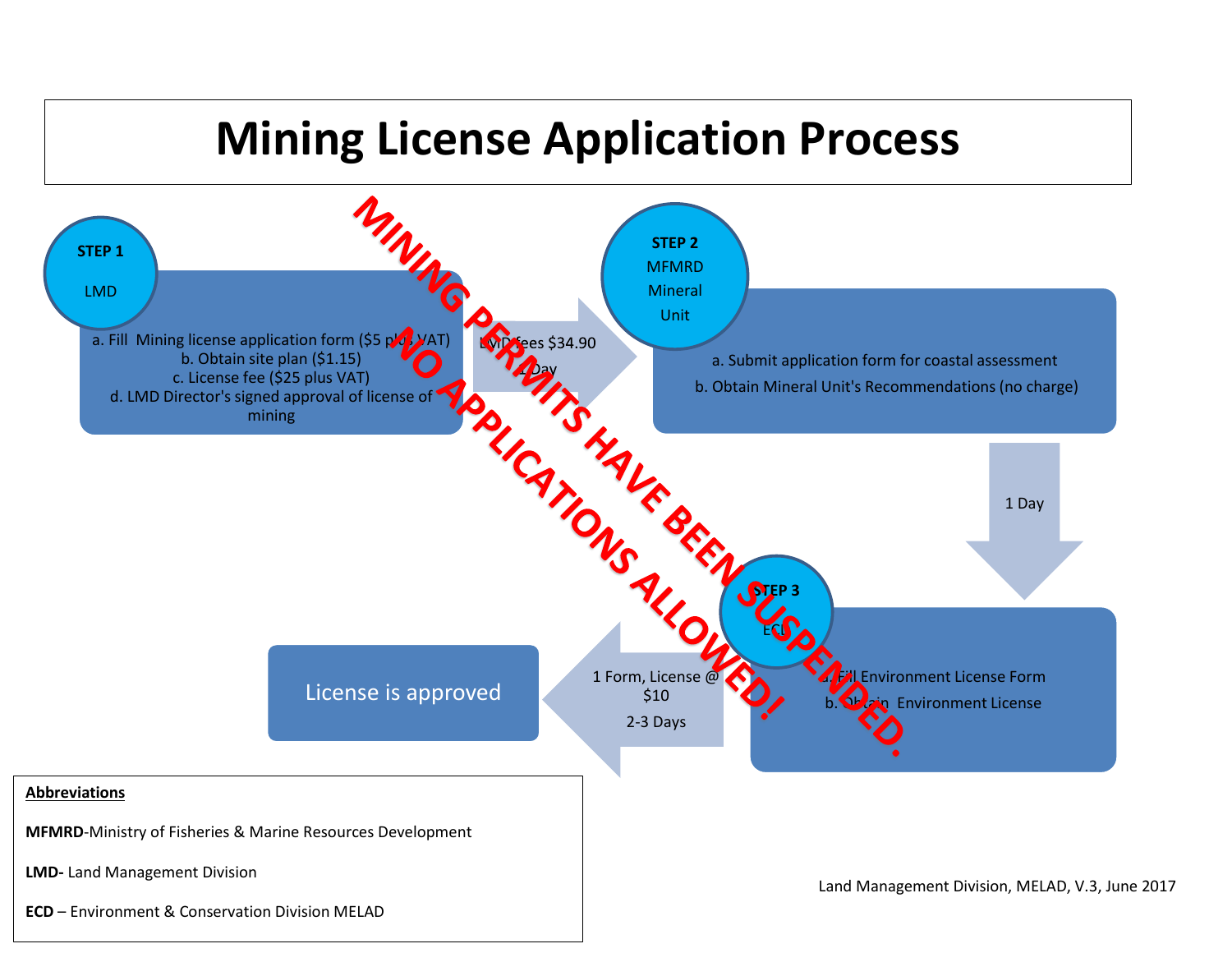# Mining License Application Process

**MINING PERMITS HAVE BEEN SUSPENDED.**

**NO APPLICATIONS ALLOWED!**

**STEP 1**

LMD

a. Fill Mining license application form ($5 plus VAT)
b. Obtain site plan ($1.15)
c. License fee ($25 plus VAT)
d. LMD Director's signed approval of license of mining

LMD fees $34.90

1 Day

**STEP 2**

MFMRD Mineral Unit

a. Submit application form for coastal assessment
b. Obtain Mineral Unit's Recommendations (no charge)

1 Day

**STEP 3**

ECD

a. Fill Environment License Form
b. Obtain Environment License

1 Form, License @ $10

2-3 Days

License is approved

**Abbreviations**

**MFMRD**-Ministry of Fisheries & Marine Resources Development

**LMD-** Land Management Division

**ECD** – Environment & Conservation Division MELAD

Land Management Division, MELAD, V.3, June 2017